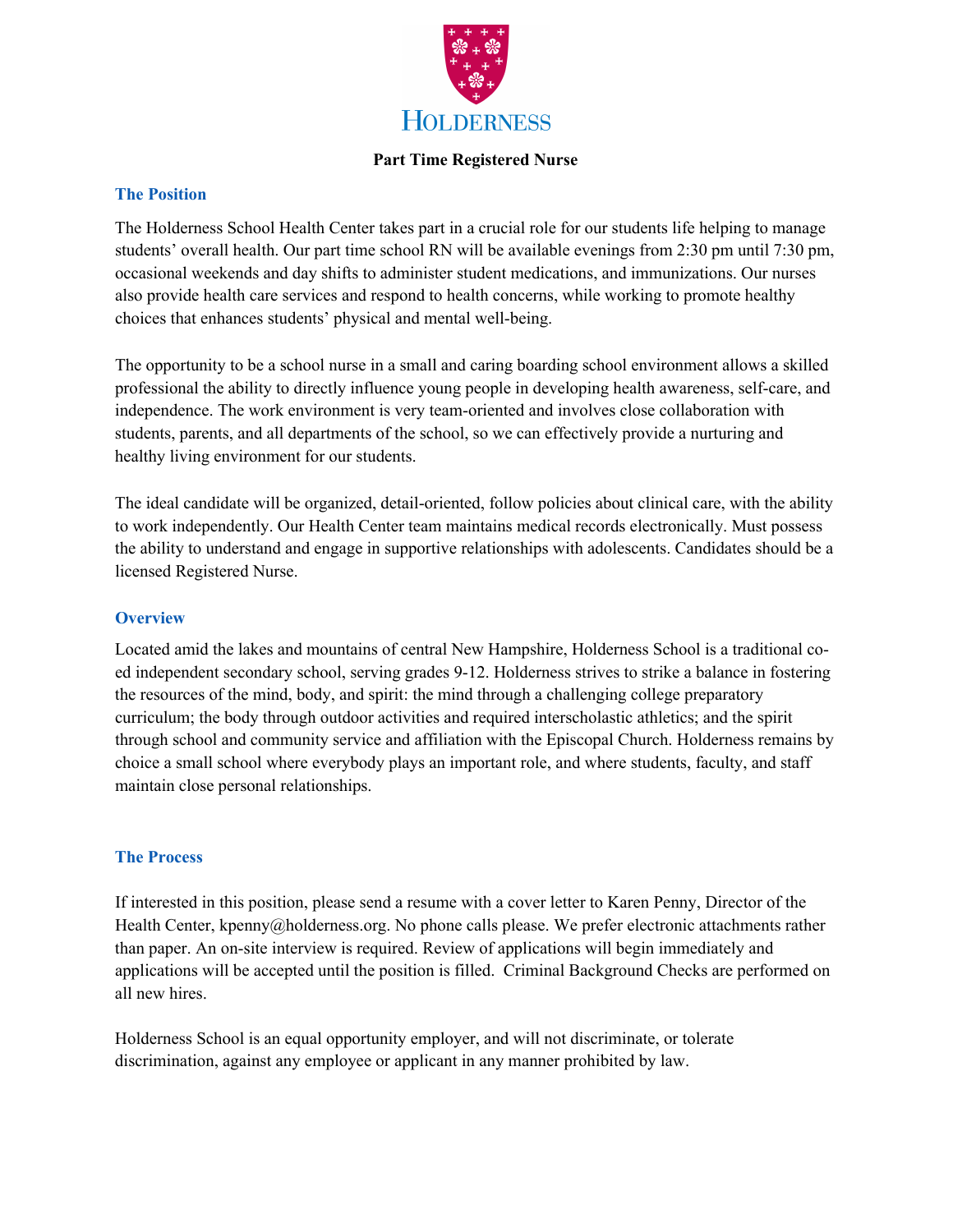HOLDERNESS

# Part Time Registered Nurse

## The Position

The Holderness School Health Center takes part in a crucial role for our students life helping to manage students' overall health. Our part time school RN will be available evenings from 2:30 pm until 7:30 pm, occasional weekends and day shifts to administer student medications, and immunizations. Our nurses also provide health care services and respond to health concerns, while working to promote healthy choices that enhances students' physical and mental well-being.

The opportunity to be a school nurse in a small and caring boarding school environment allows a skilled professional the ability to directly influence young people in developing health awareness, self-care, and independence. The work environment is very team-oriented and involves close collaboration with students, parents, and all departments of the school, so we can effectively provide a nurturing and healthy living environment for our students.

The ideal candidate will be organized, detail-oriented, follow policies about clinical care, with the ability to work independently. Our Health Center team maintains medical records electronically. Must possess the ability to understand and engage in supportive relationships with adolescents. Candidates should be a licensed Registered Nurse.

## Overview

Located amid the lakes and mountains of central New Hampshire, Holderness School is a traditional co-ed independent secondary school, serving grades 9-12. Holderness strives to strike a balance in fostering the resources of the mind, body, and spirit: the mind through a challenging college preparatory curriculum; the body through outdoor activities and required interscholastic athletics; and the spirit through school and community service and affiliation with the Episcopal Church. Holderness remains by choice a small school where everybody plays an important role, and where students, faculty, and staff maintain close personal relationships.

## The Process

If interested in this position, please send a resume with a cover letter to Karen Penny, Director of the Health Center, kpenny@holderness.org. No phone calls please. We prefer electronic attachments rather than paper. An on-site interview is required. Review of applications will begin immediately and applications will be accepted until the position is filled. Criminal Background Checks are performed on all new hires.

Holderness School is an equal opportunity employer, and will not discriminate, or tolerate discrimination, against any employee or applicant in any manner prohibited by law.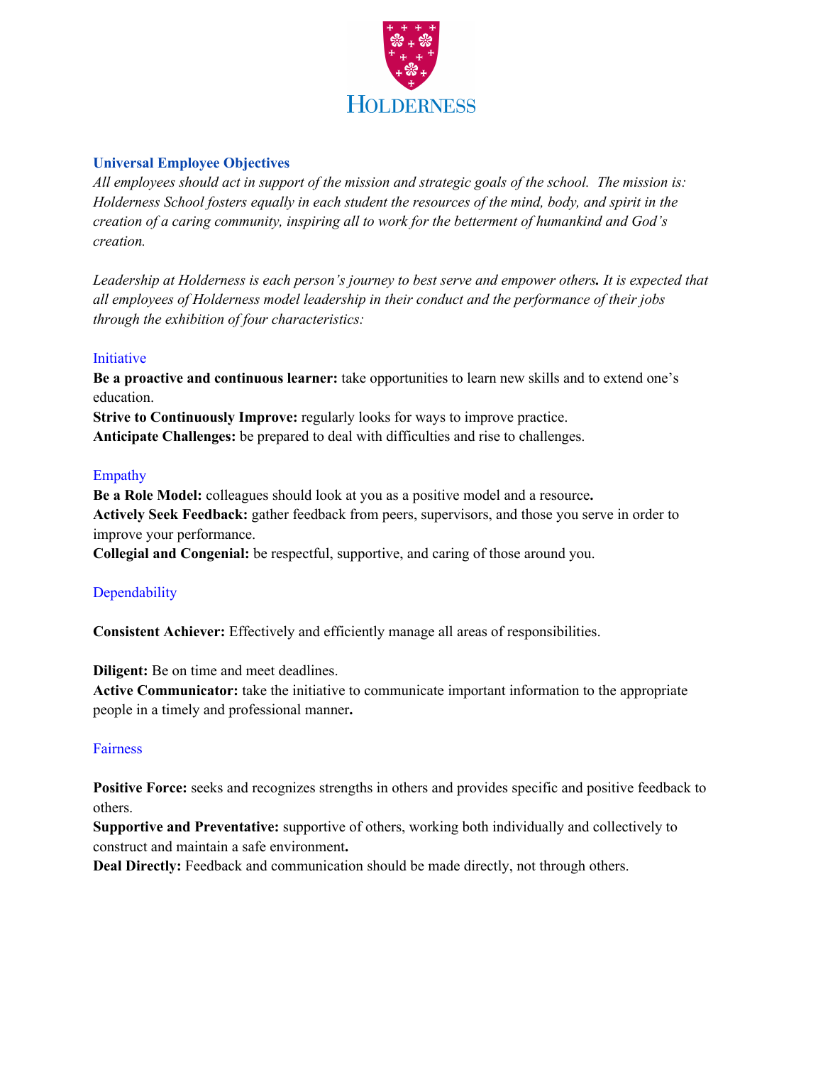HOLDERNESS

## Universal Employee Objectives

*All employees should act in support of the mission and strategic goals of the school. The mission is: Holderness School fosters equally in each student the resources of the mind, body, and spirit in the creation of a caring community, inspiring all to work for the betterment of humankind and God's creation.*

*Leadership at Holderness is each person's journey to best serve and empower others. It is expected that all employees of Holderness model leadership in their conduct and the performance of their jobs through the exhibition of four characteristics:*

### Initiative

**Be a proactive and continuous learner:** take opportunities to learn new skills and to extend one's education.
**Strive to Continuously Improve:** regularly looks for ways to improve practice.
**Anticipate Challenges:** be prepared to deal with difficulties and rise to challenges.

### Empathy

**Be a Role Model:** colleagues should look at you as a positive model and a resource.
**Actively Seek Feedback:** gather feedback from peers, supervisors, and those you serve in order to improve your performance.
**Collegial and Congenial:** be respectful, supportive, and caring of those around you.

### Dependability

**Consistent Achiever:** Effectively and efficiently manage all areas of responsibilities.

**Diligent:** Be on time and meet deadlines.
**Active Communicator:** take the initiative to communicate important information to the appropriate people in a timely and professional manner.

### Fairness

**Positive Force:** seeks and recognizes strengths in others and provides specific and positive feedback to others.
**Supportive and Preventative:** supportive of others, working both individually and collectively to construct and maintain a safe environment.
**Deal Directly:** Feedback and communication should be made directly, not through others.